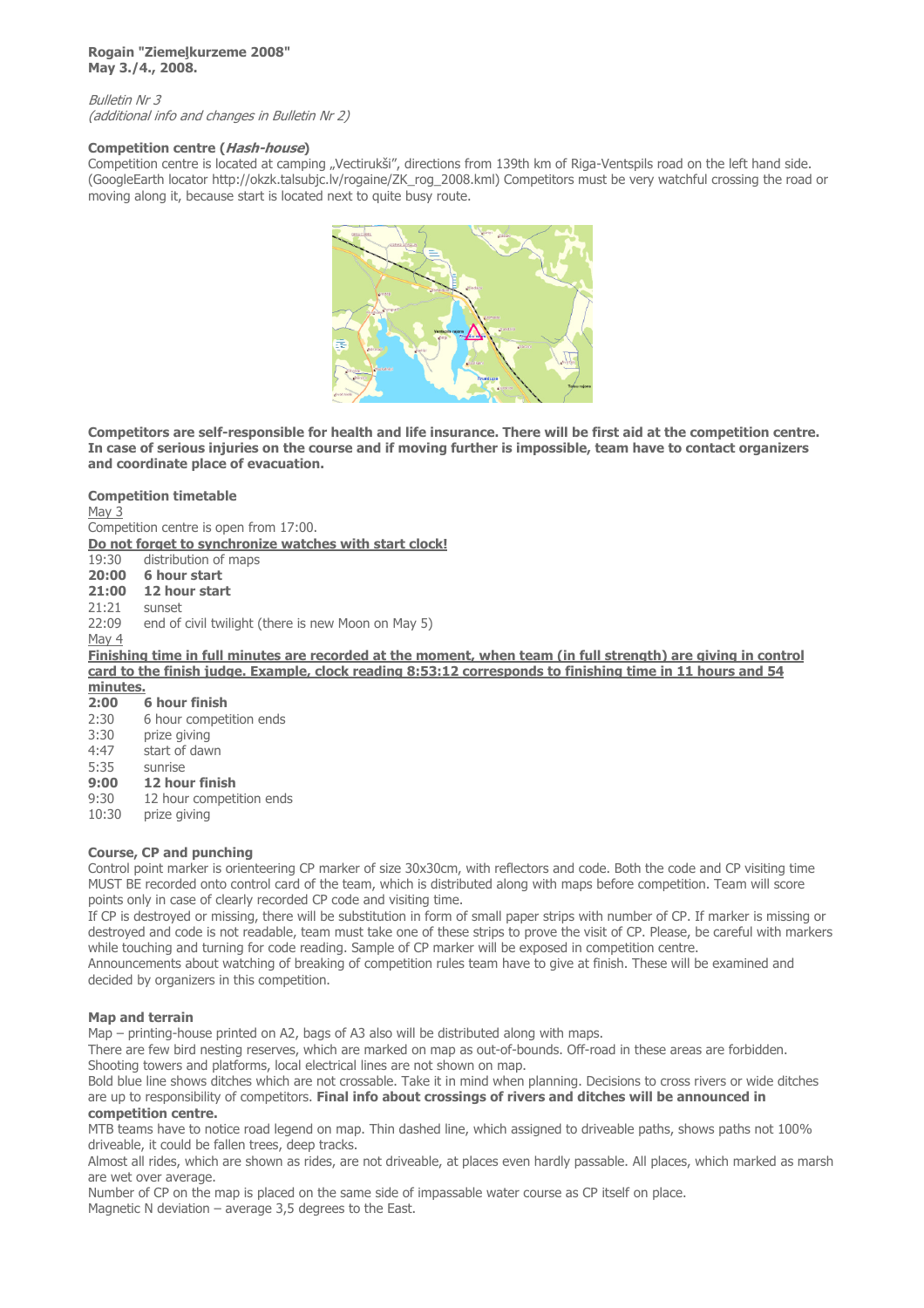**Rogain "Ziemeļkurzeme 2008"**
**May 3./4., 2008.**

*Bulletin Nr 3*
*(additional info and changes in Bulletin Nr 2)*

**Competition centre (*Hash-house*)**

Competition centre is located at camping „Vectirukši", directions from 139th km of Riga-Ventspils road on the left hand side. (GoogleEarth locator http://okzk.talsubjc.lv/rogaine/ZK_rog_2008.kml) Competitors must be very watchful crossing the road or moving along it, because start is located next to quite busy route.

**Competitors are self-responsible for health and life insurance. There will be first aid at the competition centre. In case of serious injuries on the course and if moving further is impossible, team have to contact organizers and coordinate place of evacuation.**

**Competition timetable**

May 3

Competition centre is open from 17:00.

**Do not forget to synchronize watches with start clock!**

19:30 distribution of maps
**20:00 6 hour start**
**21:00 12 hour start**
21:21 sunset
22:09 end of civil twilight (there is new Moon on May 5)

May 4

**Finishing time in full minutes are recorded at the moment, when team (in full strength) are giving in control card to the finish judge. Example, clock reading 8:53:12 corresponds to finishing time in 11 hours and 54 minutes.**

**2:00 6 hour finish**
2:30 6 hour competition ends
3:30 prize giving
4:47 start of dawn
5:35 sunrise
**9:00 12 hour finish**
9:30 12 hour competition ends
10:30 prize giving

**Course, CP and punching**

Control point marker is orienteering CP marker of size 30x30cm, with reflectors and code. Both the code and CP visiting time MUST BE recorded onto control card of the team, which is distributed along with maps before competition. Team will score points only in case of clearly recorded CP code and visiting time.

If CP is destroyed or missing, there will be substitution in form of small paper strips with number of CP. If marker is missing or destroyed and code is not readable, team must take one of these strips to prove the visit of CP. Please, be careful with markers while touching and turning for code reading. Sample of CP marker will be exposed in competition centre.

Announcements about watching of breaking of competition rules team have to give at finish. These will be examined and decided by organizers in this competition.

**Map and terrain**

Map – printing-house printed on A2, bags of A3 also will be distributed along with maps.

There are few bird nesting reserves, which are marked on map as out-of-bounds. Off-road in these areas are forbidden. Shooting towers and platforms, local electrical lines are not shown on map.

Bold blue line shows ditches which are not crossable. Take it in mind when planning. Decisions to cross rivers or wide ditches are up to responsibility of competitors. **Final info about crossings of rivers and ditches will be announced in competition centre.**

MTB teams have to notice road legend on map. Thin dashed line, which assigned to driveable paths, shows paths not 100% driveable, it could be fallen trees, deep tracks.

Almost all rides, which are shown as rides, are not driveable, at places even hardly passable. All places, which marked as marsh are wet over average.

Number of CP on the map is placed on the same side of impassable water course as CP itself on place.

Magnetic N deviation – average 3,5 degrees to the East.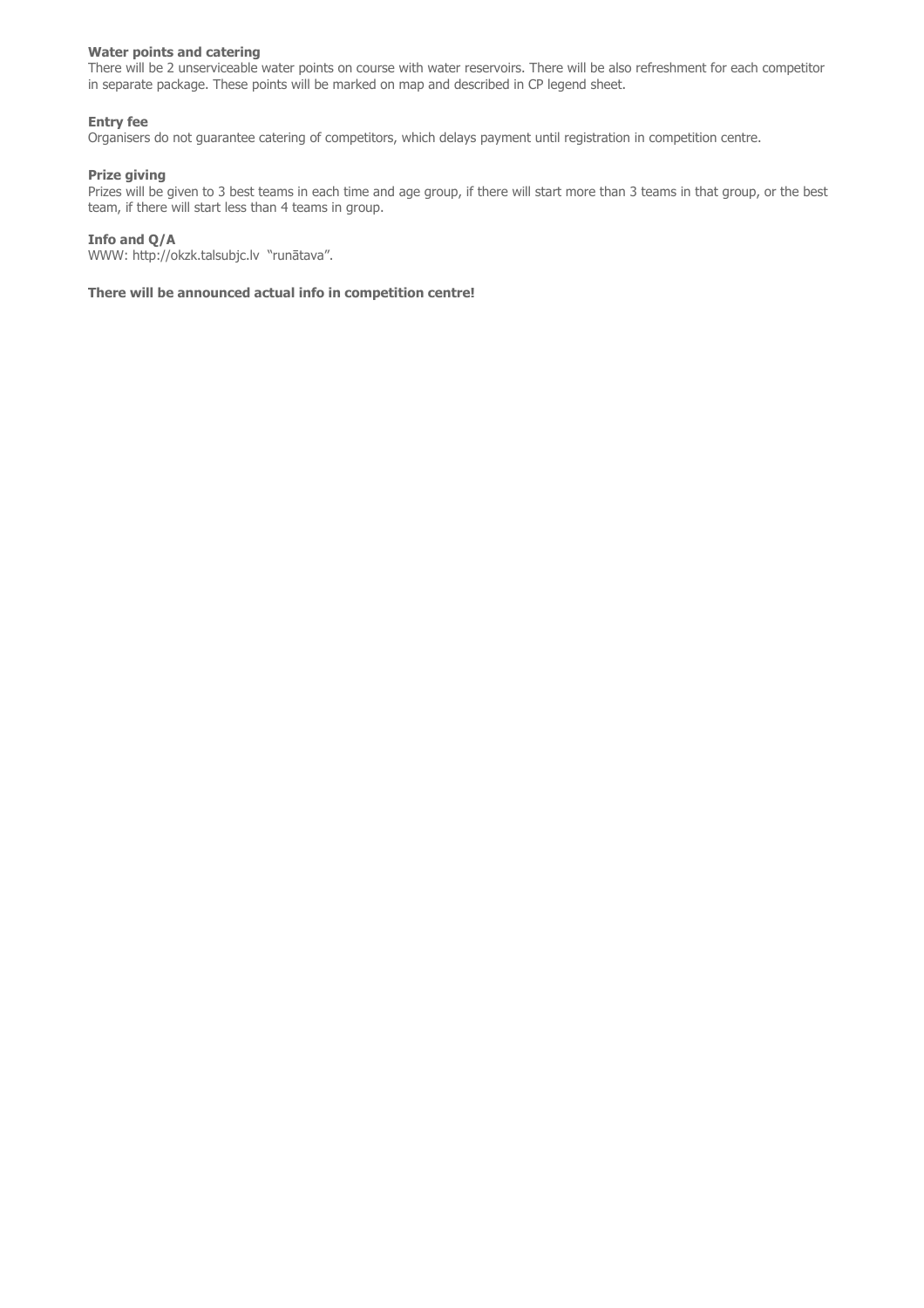**Water points and catering**
There will be 2 unserviceable water points on course with water reservoirs. There will be also refreshment for each competitor in separate package. These points will be marked on map and described in CP legend sheet.

**Entry fee**
Organisers do not guarantee catering of competitors, which delays payment until registration in competition centre.

**Prize giving**
Prizes will be given to 3 best teams in each time and age group, if there will start more than 3 teams in that group, or the best team, if there will start less than 4 teams in group.

**Info and Q/A**
WWW: http://okzk.talsubjc.lv "runātava".

**There will be announced actual info in competition centre!**